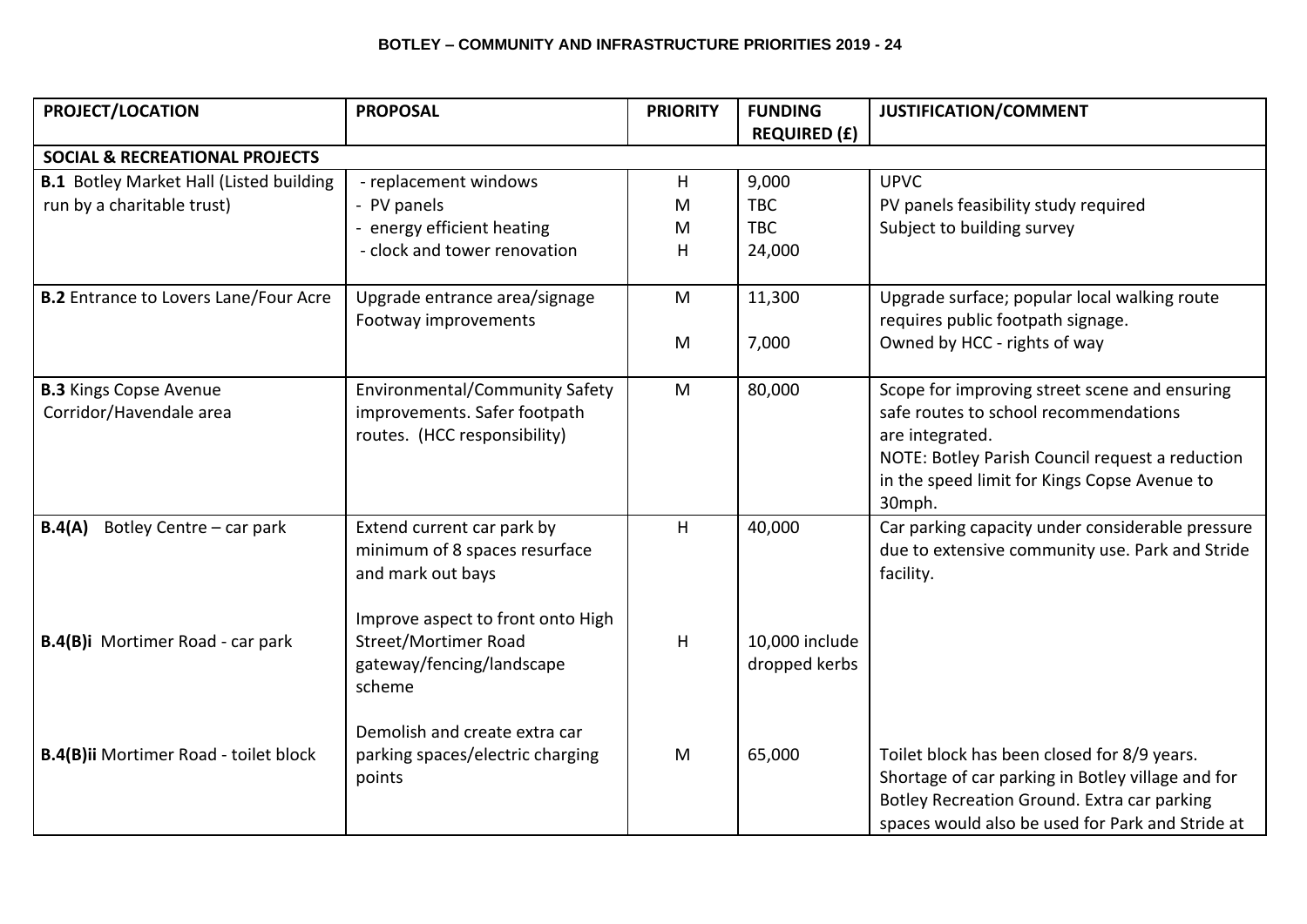**BOTLEY – COMMUNITY AND INFRASTRUCTURE PRIORITIES 2019 - 24**

| PROJECT/LOCATION | PROPOSAL | PRIORITY | FUNDING REQUIRED (£) | JUSTIFICATION/COMMENT |
|---|---|---|---|---|
| **SOCIAL & RECREATIONAL PROJECTS** | | | | |
| **B.1** Botley Market Hall (Listed building run by a charitable trust) | - replacement windows<br>- PV panels<br>- energy efficient heating<br>- clock and tower renovation | H<br>M<br>M<br>H | 9,000<br>TBC<br>TBC<br>24,000 | UPVC<br>PV panels feasibility study required<br>Subject to building survey |
| **B.2** Entrance to Lovers Lane/Four Acre | Upgrade entrance area/signage<br>Footway improvements | M<br>M | 11,300<br>7,000 | Upgrade surface; popular local walking route requires public footpath signage.<br>Owned by HCC - rights of way |
| **B.3** Kings Copse Avenue Corridor/Havendale area | Environmental/Community Safety improvements. Safer footpath routes. (HCC responsibility) | M | 80,000 | Scope for improving street scene and ensuring safe routes to school recommendations are integrated.<br>NOTE: Botley Parish Council request a reduction in the speed limit for Kings Copse Avenue to 30mph. |
| **B.4(A)** Botley Centre – car park | Extend current car park by minimum of 8 spaces resurface and mark out bays | H | 40,000 | Car parking capacity under considerable pressure due to extensive community use. Park and Stride facility. |
| **B.4(B)i** Mortimer Road - car park | Improve aspect to front onto High Street/Mortimer Road gateway/fencing/landscape scheme | H | 10,000 include dropped kerbs | |
| **B.4(B)ii** Mortimer Road - toilet block | Demolish and create extra car parking spaces/electric charging points | M | 65,000 | Toilet block has been closed for 8/9 years. Shortage of car parking in Botley village and for Botley Recreation Ground. Extra car parking spaces would also be used for Park and Stride at |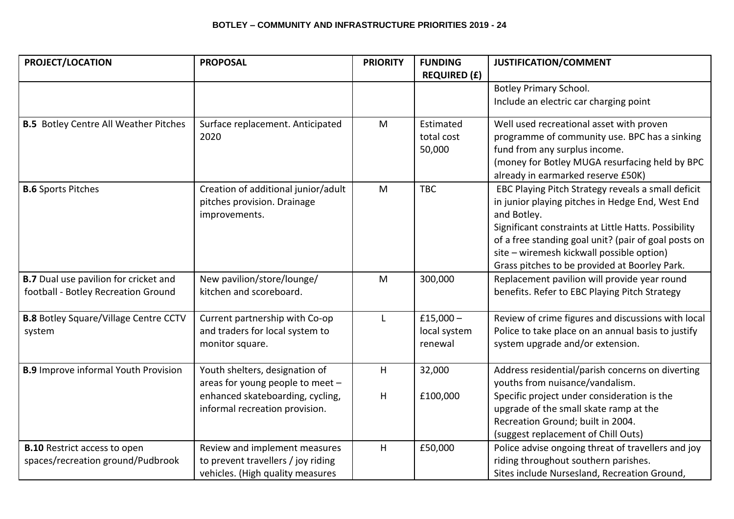**BOTLEY – COMMUNITY AND INFRASTRUCTURE PRIORITIES 2019 - 24**

| PROJECT/LOCATION | PROPOSAL | PRIORITY | FUNDING REQUIRED (£) | JUSTIFICATION/COMMENT |
|---|---|---|---|---|
| | | | | Botley Primary School.<br>Include an electric car charging point |
| **B.5** Botley Centre All Weather Pitches | Surface replacement. Anticipated 2020 | M | Estimated total cost 50,000 | Well used recreational asset with proven programme of community use. BPC has a sinking fund from any surplus income.<br>(money for Botley MUGA resurfacing held by BPC already in earmarked reserve £50K) |
| **B.6** Sports Pitches | Creation of additional junior/adult pitches provision. Drainage improvements. | M | TBC | EBC Playing Pitch Strategy reveals a small deficit in junior playing pitches in Hedge End, West End and Botley.<br>Significant constraints at Little Hatts. Possibility of a free standing goal unit? (pair of goal posts on site – wiremesh kickwall possible option)<br>Grass pitches to be provided at Boorley Park. |
| **B.7** Dual use pavilion for cricket and football - Botley Recreation Ground | New pavilion/store/lounge/ kitchen and scoreboard. | M | 300,000 | Replacement pavilion will provide year round benefits. Refer to EBC Playing Pitch Strategy |
| **B.8** Botley Square/Village Centre CCTV system | Current partnership with Co-op and traders for local system to monitor square. | L | £15,000 – local system renewal | Review of crime figures and discussions with local Police to take place on an annual basis to justify system upgrade and/or extension. |
| **B.9** Improve informal Youth Provision | Youth shelters, designation of areas for young people to meet – enhanced skateboarding, cycling, informal recreation provision. | H<br><br>H | 32,000<br><br>£100,000 | Address residential/parish concerns on diverting youths from nuisance/vandalism.<br>Specific project under consideration is the upgrade of the small skate ramp at the Recreation Ground; built in 2004.<br>(suggest replacement of Chill Outs) |
| **B.10** Restrict access to open spaces/recreation ground/Pudbrook | Review and implement measures to prevent travellers / joy riding vehicles. (High quality measures | H | £50,000 | Police advise ongoing threat of travellers and joy riding throughout southern parishes.<br>Sites include Nursesland, Recreation Ground, |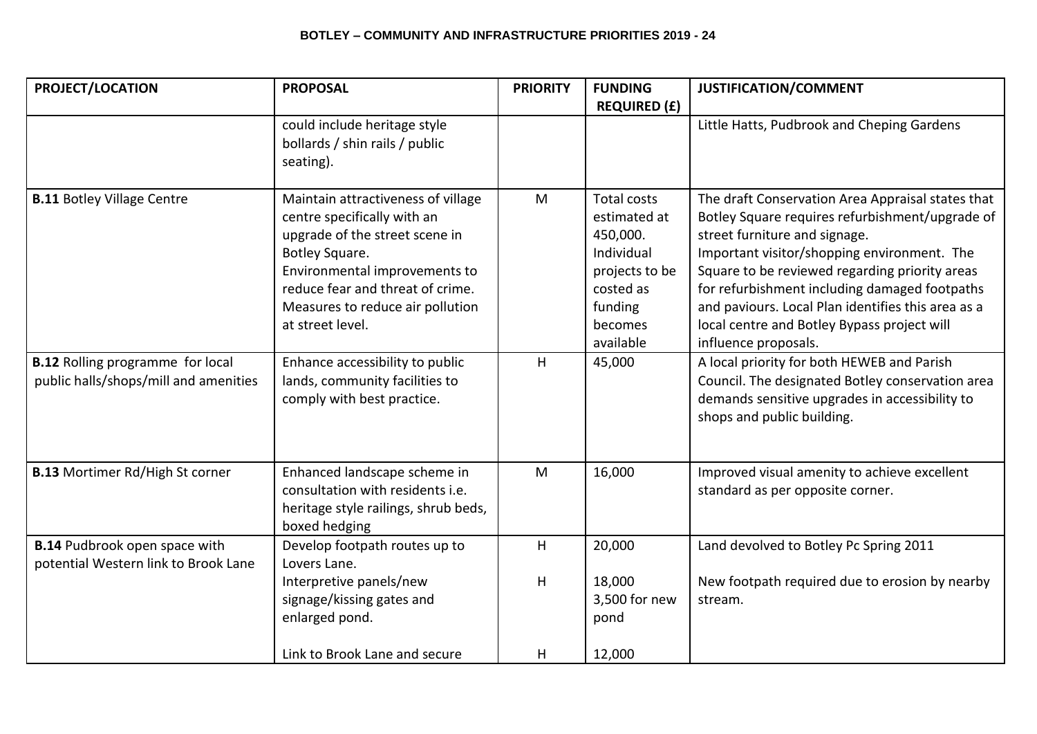**BOTLEY – COMMUNITY AND INFRASTRUCTURE PRIORITIES 2019 - 24**

| PROJECT/LOCATION | PROPOSAL | PRIORITY | FUNDING REQUIRED (£) | JUSTIFICATION/COMMENT |
|---|---|---|---|---|
| | could include heritage style bollards / shin rails / public seating). | | | Little Hatts, Pudbrook and Cheping Gardens |
| **B.11** Botley Village Centre | Maintain attractiveness of village centre specifically with an upgrade of the street scene in Botley Square.<br>Environmental improvements to reduce fear and threat of crime.<br>Measures to reduce air pollution at street level. | M | Total costs estimated at 450,000. Individual projects to be costed as funding becomes available | The draft Conservation Area Appraisal states that Botley Square requires refurbishment/upgrade of street furniture and signage.<br>Important visitor/shopping environment. The Square to be reviewed regarding priority areas for refurbishment including damaged footpaths and paviours. Local Plan identifies this area as a local centre and Botley Bypass project will influence proposals. |
| **B.12** Rolling programme for local public halls/shops/mill and amenities | Enhance accessibility to public lands, community facilities to comply with best practice. | H | 45,000 | A local priority for both HEWEB and Parish Council. The designated Botley conservation area demands sensitive upgrades in accessibility to shops and public building. |
| **B.13** Mortimer Rd/High St corner | Enhanced landscape scheme in consultation with residents i.e. heritage style railings, shrub beds, boxed hedging | M | 16,000 | Improved visual amenity to achieve excellent standard as per opposite corner. |
| **B.14** Pudbrook open space with potential Western link to Brook Lane | Develop footpath routes up to Lovers Lane.<br>Interpretive panels/new signage/kissing gates and enlarged pond.<br><br>Link to Brook Lane and secure | H<br>H<br><br>H | 20,000<br>18,000<br>3,500 for new pond<br>12,000 | Land devolved to Botley Pc Spring 2011<br>New footpath required due to erosion by nearby stream. |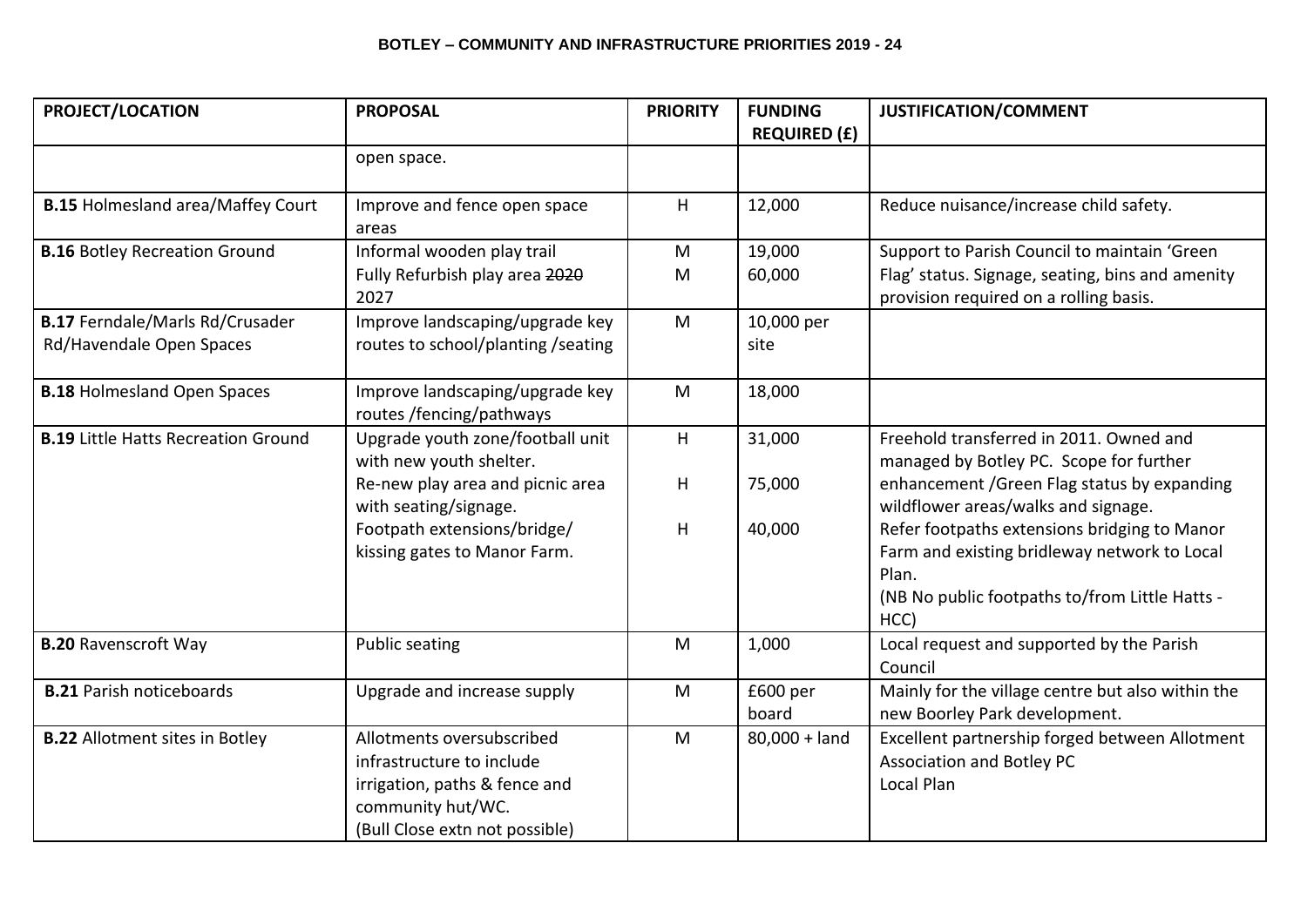**BOTLEY – COMMUNITY AND INFRASTRUCTURE PRIORITIES 2019 - 24**

| PROJECT/LOCATION | PROPOSAL | PRIORITY | FUNDING REQUIRED (£) | JUSTIFICATION/COMMENT |
|---|---|---|---|---|
| | open space. | | | |
| **B.15** Holmesland area/Maffey Court | Improve and fence open space areas | H | 12,000 | Reduce nuisance/increase child safety. |
| **B.16** Botley Recreation Ground | Informal wooden play trail<br>Fully Refurbish play area ~~2020~~ 2027 | M<br>M | 19,000<br>60,000 | Support to Parish Council to maintain 'Green Flag' status. Signage, seating, bins and amenity provision required on a rolling basis. |
| **B.17** Ferndale/Marls Rd/Crusader Rd/Havendale Open Spaces | Improve landscaping/upgrade key routes to school/planting /seating | M | 10,000 per site | |
| **B.18** Holmesland Open Spaces | Improve landscaping/upgrade key routes /fencing/pathways | M | 18,000 | |
| **B.19** Little Hatts Recreation Ground | Upgrade youth zone/football unit with new youth shelter.<br>Re-new play area and picnic area with seating/signage.<br>Footpath extensions/bridge/ kissing gates to Manor Farm. | H<br>H<br>H | 31,000<br>75,000<br>40,000 | Freehold transferred in 2011. Owned and managed by Botley PC. Scope for further enhancement /Green Flag status by expanding wildflower areas/walks and signage.<br>Refer footpaths extensions bridging to Manor Farm and existing bridleway network to Local Plan.<br>(NB No public footpaths to/from Little Hatts - HCC) |
| **B.20** Ravenscroft Way | Public seating | M | 1,000 | Local request and supported by the Parish Council |
| **B.21** Parish noticeboards | Upgrade and increase supply | M | £600 per board | Mainly for the village centre but also within the new Boorley Park development. |
| **B.22** Allotment sites in Botley | Allotments oversubscribed infrastructure to include irrigation, paths & fence and community hut/WC.<br>(Bull Close extn not possible) | M | 80,000 + land | Excellent partnership forged between Allotment Association and Botley PC<br>Local Plan |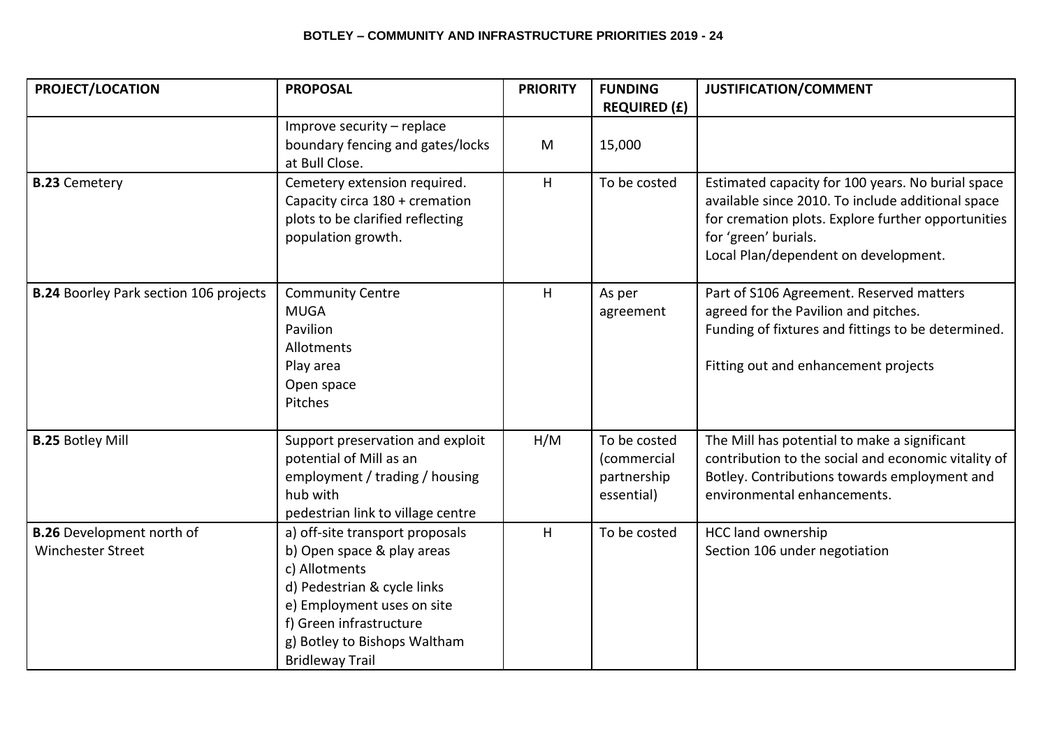**BOTLEY – COMMUNITY AND INFRASTRUCTURE PRIORITIES 2019 - 24**

| PROJECT/LOCATION | PROPOSAL | PRIORITY | FUNDING REQUIRED (£) | JUSTIFICATION/COMMENT |
|---|---|---|---|---|
| | Improve security – replace boundary fencing and gates/locks at Bull Close. | M | 15,000 | |
| **B.23** Cemetery | Cemetery extension required. Capacity circa 180 + cremation plots to be clarified reflecting population growth. | H | To be costed | Estimated capacity for 100 years. No burial space available since 2010. To include additional space for cremation plots. Explore further opportunities for 'green' burials.<br>Local Plan/dependent on development. |
| **B.24** Boorley Park section 106 projects | Community Centre<br>MUGA<br>Pavilion<br>Allotments<br>Play area<br>Open space<br>Pitches | H | As per agreement | Part of S106 Agreement. Reserved matters agreed for the Pavilion and pitches.<br>Funding of fixtures and fittings to be determined.<br><br>Fitting out and enhancement projects |
| **B.25** Botley Mill | Support preservation and exploit potential of Mill as an employment / trading / housing hub with pedestrian link to village centre | H/M | To be costed (commercial partnership essential) | The Mill has potential to make a significant contribution to the social and economic vitality of Botley. Contributions towards employment and environmental enhancements. |
| **B.26** Development north of Winchester Street | a) off-site transport proposals<br>b) Open space & play areas<br>c) Allotments<br>d) Pedestrian & cycle links<br>e) Employment uses on site<br>f) Green infrastructure<br>g) Botley to Bishops Waltham Bridleway Trail | H | To be costed | HCC land ownership<br>Section 106 under negotiation |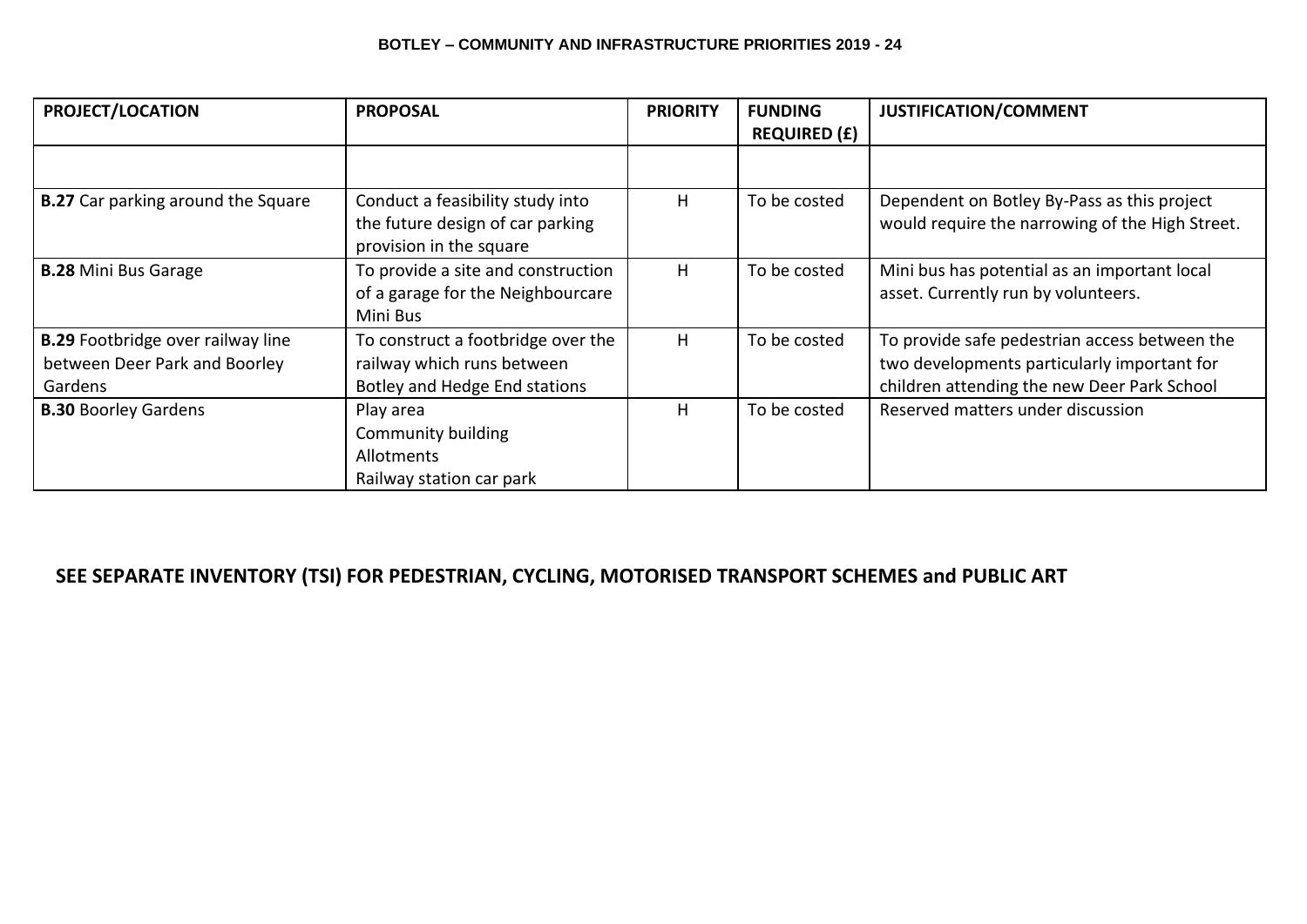| PROJECT/LOCATION | PROPOSAL | PRIORITY | FUNDING REQUIRED (£) | JUSTIFICATION/COMMENT |
|---|---|---|---|---|
| | | | | |
| **B.27** Car parking around the Square | Conduct a feasibility study into the future design of car parking provision in the square | H | To be costed | Dependent on Botley By-Pass as this project would require the narrowing of the High Street. |
| **B.28** Mini Bus Garage | To provide a site and construction of a garage for the Neighbourcare Mini Bus | H | To be costed | Mini bus has potential as an important local asset. Currently run by volunteers. |
| **B.29** Footbridge over railway line between Deer Park and Boorley Gardens | To construct a footbridge over the railway which runs between Botley and Hedge End stations | H | To be costed | To provide safe pedestrian access between the two developments particularly important for children attending the new Deer Park School |
| **B.30** Boorley Gardens | Play area<br>Community building<br>Allotments<br>Railway station car park | H | To be costed | Reserved matters under discussion |

**SEE SEPARATE INVENTORY (TSI) FOR PEDESTRIAN, CYCLING, MOTORISED TRANSPORT SCHEMES and PUBLIC ART**